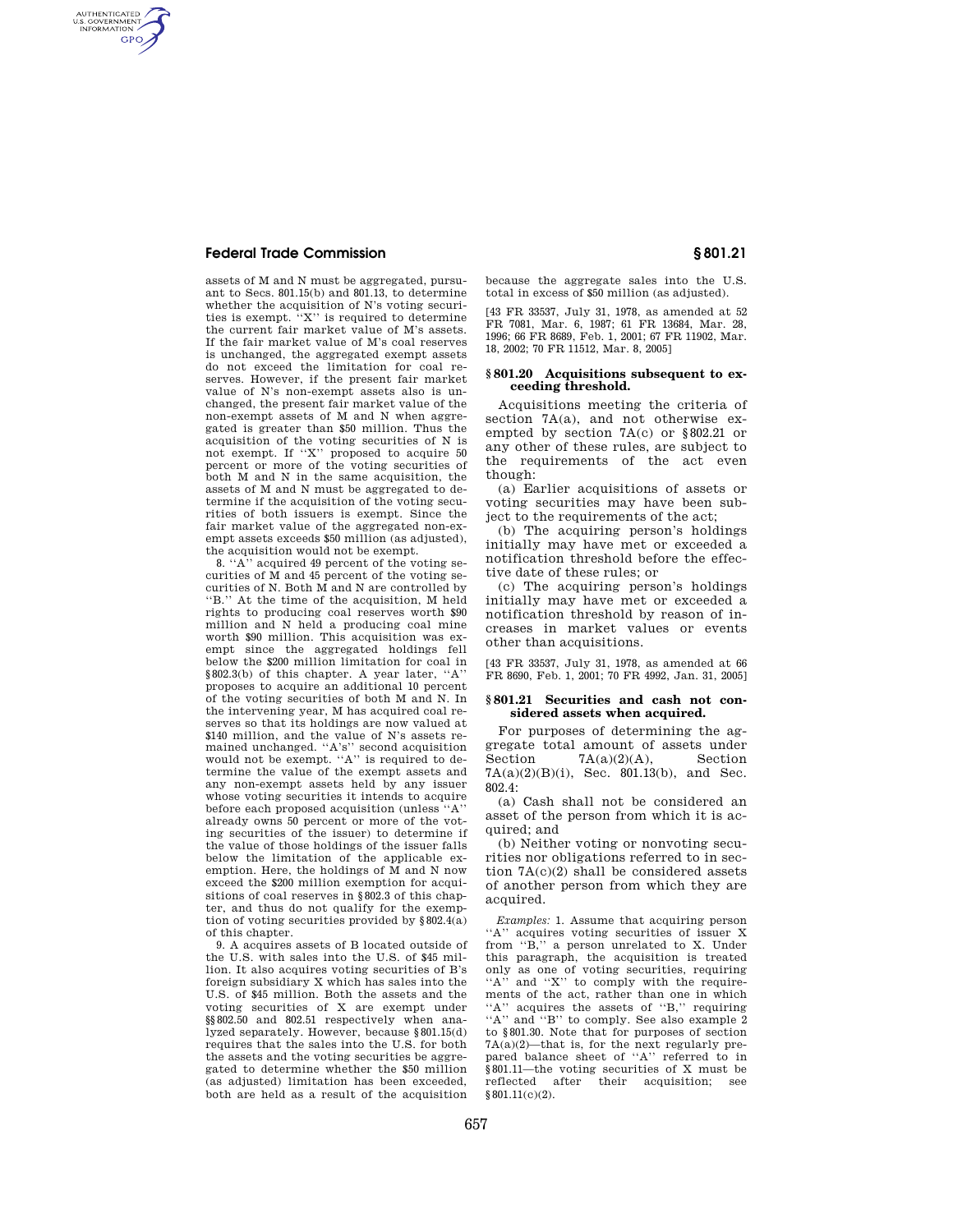assets of M and N must be aggregated, pursuant to Secs. 801.15(b) and 801.13, to determine whether the acquisition of N's voting securities is exempt. "X" is required to determine the current fair market value of M's assets. If the fair market value of M's coal reserves is unchanged, the aggregated exempt assets do not exceed the limitation for coal reserves. However, if the present fair market value of N's non-exempt assets also is unchanged, the present fair market value of the non-exempt assets of M and N when aggregated is greater than $50 million. Thus the acquisition of the voting securities of N is not exempt. If "X" proposed to acquire 50 percent or more of the voting securities of both M and N in the same acquisition, the assets of M and N must be aggregated to determine if the acquisition of the voting securities of both issuers is exempt. Since the fair market value of the aggregated non-exempt assets exceeds $50 million (as adjusted), the acquisition would not be exempt.

8. "A" acquired 49 percent of the voting securities of M and 45 percent of the voting securities of N. Both M and N are controlled by "B." At the time of the acquisition, M held rights to producing coal reserves worth $90 million and N held a producing coal mine worth $90 million. This acquisition was exempt since the aggregated holdings fell below the $200 million limitation for coal in §802.3(b) of this chapter. A year later, "A" proposes to acquire an additional 10 percent of the voting securities of both M and N. In the intervening year, M has acquired coal reserves so that its holdings are now valued at $140 million, and the value of N's assets remained unchanged. "A's" second acquisition would not be exempt. "A" is required to determine the value of the exempt assets and any non-exempt assets held by any issuer whose voting securities it intends to acquire before each proposed acquisition (unless "A" already owns 50 percent or more of the voting securities of the issuer) to determine if the value of those holdings of the issuer falls below the limitation of the applicable exemption. Here, the holdings of M and N now exceed the $200 million exemption for acquisitions of coal reserves in §802.3 of this chapter, and thus do not qualify for the exemption of voting securities provided by §802.4(a) of this chapter.

9. A acquires assets of B located outside of the U.S. with sales into the U.S. of $45 million. It also acquires voting securities of B's foreign subsidiary X which has sales into the U.S. of $45 million. Both the assets and the voting securities of X are exempt under §§802.50 and 802.51 respectively when analyzed separately. However, because §801.15(d) requires that the sales into the U.S. for both the assets and the voting securities be aggregated to determine whether the $50 million (as adjusted) limitation has been exceeded, both are held as a result of the acquisition because the aggregate sales into the U.S. total in excess of $50 million (as adjusted).

[43 FR 33537, July 31, 1978, as amended at 52 FR 7081, Mar. 6, 1987; 61 FR 13684, Mar. 28, 1996; 66 FR 8689, Feb. 1, 2001; 67 FR 11902, Mar. 18, 2002; 70 FR 11512, Mar. 8, 2005]

## §801.20 Acquisitions subsequent to exceeding threshold.

Acquisitions meeting the criteria of section 7A(a), and not otherwise exempted by section 7A(c) or §802.21 or any other of these rules, are subject to the requirements of the act even though:

(a) Earlier acquisitions of assets or voting securities may have been subject to the requirements of the act;

(b) The acquiring person's holdings initially may have met or exceeded a notification threshold before the effective date of these rules; or

(c) The acquiring person's holdings initially may have met or exceeded a notification threshold by reason of increases in market values or events other than acquisitions.

[43 FR 33537, July 31, 1978, as amended at 66 FR 8690, Feb. 1, 2001; 70 FR 4992, Jan. 31, 2005]

## §801.21 Securities and cash not considered assets when acquired.

For purposes of determining the aggregate total amount of assets under Section 7A(a)(2)(A), Section 7A(a)(2)(B)(i), Sec. 801.13(b), and Sec. 802.4:

(a) Cash shall not be considered an asset of the person from which it is acquired; and

(b) Neither voting or nonvoting securities nor obligations referred to in section 7A(c)(2) shall be considered assets of another person from which they are acquired.

*Examples:* 1. Assume that acquiring person "A" acquires voting securities of issuer X from "B," a person unrelated to X. Under this paragraph, the acquisition is treated only as one of voting securities, requiring "A" and "X" to comply with the requirements of the act, rather than one in which "A" acquires the assets of "B," requiring "A" and "B" to comply. See also example 2 to §801.30. Note that for purposes of section 7A(a)(2)—that is, for the next regularly prepared balance sheet of "A" referred to in §801.11—the voting securities of X must be reflected after their acquisition; see §801.11(c)(2).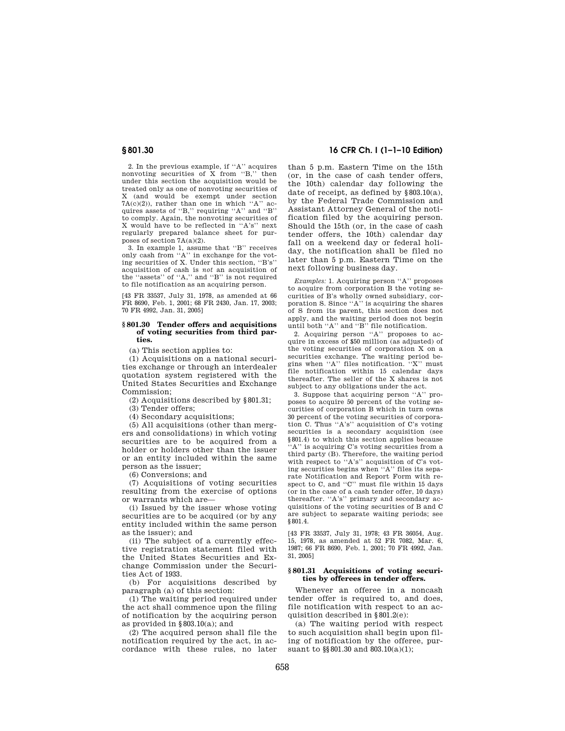2. In the previous example, if "A" acquires nonvoting securities of X from "B," then under this section the acquisition would be treated only as one of nonvoting securities of X (and would be exempt under section 7A(c)(2)), rather than one in which "A" acquires assets of "B," requiring "A" and "B" to comply. Again, the nonvoting securities of X would have to be reflected in "A's" next regularly prepared balance sheet for purposes of section 7A(a)(2).

3. In example 1, assume that "B" receives only cash from "A" in exchange for the voting securities of X. Under this section, "B's" acquisition of cash is *not* an acquisition of the "assets" of "A," and "B" is not required to file notification as an acquiring person.

[43 FR 33537, July 31, 1978, as amended at 66 FR 8690, Feb. 1, 2001; 68 FR 2430, Jan. 17, 2003; 70 FR 4992, Jan. 31, 2005]

### § 801.30 Tender offers and acquisitions of voting securities from third parties.

(a) This section applies to:

(1) Acquisitions on a national securities exchange or through an interdealer quotation system registered with the United States Securities and Exchange Commission;

(2) Acquisitions described by § 801.31;

(3) Tender offers;

(4) Secondary acquisitions;

(5) All acquisitions (other than mergers and consolidations) in which voting securities are to be acquired from a holder or holders other than the issuer or an entity included within the same person as the issuer;

(6) Conversions; and

(7) Acquisitions of voting securities resulting from the exercise of options or warrants which are—

(i) Issued by the issuer whose voting securities are to be acquired (or by any entity included within the same person as the issuer); and

(ii) The subject of a currently effective registration statement filed with the United States Securities and Exchange Commission under the Securities Act of 1933.

(b) For acquisitions described by paragraph (a) of this section:

(1) The waiting period required under the act shall commence upon the filing of notification by the acquiring person as provided in § 803.10(a); and

(2) The acquired person shall file the notification required by the act, in accordance with these rules, no later than 5 p.m. Eastern Time on the 15th (or, in the case of cash tender offers, the 10th) calendar day following the date of receipt, as defined by § 803.10(a), by the Federal Trade Commission and Assistant Attorney General of the notification filed by the acquiring person. Should the 15th (or, in the case of cash tender offers, the 10th) calendar day fall on a weekend day or federal holiday, the notification shall be filed no later than 5 p.m. Eastern Time on the next following business day.

*Examples:* 1. Acquiring person "A" proposes to acquire from corporation B the voting securities of B's wholly owned subsidiary, corporation S. Since "A" is acquiring the shares of S from its parent, this section does not apply, and the waiting period does not begin until both "A" and "B" file notification.

2. Acquiring person "A" proposes to acquire in excess of $50 million (as adjusted) of the voting securities of corporation X on a securities exchange. The waiting period begins when "A" files notification. "X" must file notification within 15 calendar days thereafter. The seller of the X shares is not subject to any obligations under the act.

3. Suppose that acquiring person "A" proposes to acquire 50 percent of the voting securities of corporation B which in turn owns 30 percent of the voting securities of corporation C. Thus "A's" acquisition of C's voting securities is a secondary acquisition (see § 801.4) to which this section applies because "A" is acquiring C's voting securities from a third party (B). Therefore, the waiting period with respect to "A's" acquisition of C's voting securities begins when "A" files its separate Notification and Report Form with respect to C, and "C" must file within 15 days (or in the case of a cash tender offer, 10 days) thereafter. "A's" primary and secondary acquisitions of the voting securities of B and C are subject to separate waiting periods; see § 801.4.

[43 FR 33537, July 31, 1978; 43 FR 36054, Aug. 15, 1978, as amended at 52 FR 7082, Mar. 6, 1987; 66 FR 8690, Feb. 1, 2001; 70 FR 4992, Jan. 31, 2005]

### § 801.31 Acquisitions of voting securities by offerees in tender offers.

Whenever an offeree in a noncash tender offer is required to, and does, file notification with respect to an acquisition described in § 801.2(e):

(a) The waiting period with respect to such acquisition shall begin upon filing of notification by the offeree, pursuant to §§ 801.30 and 803.10(a)(1);